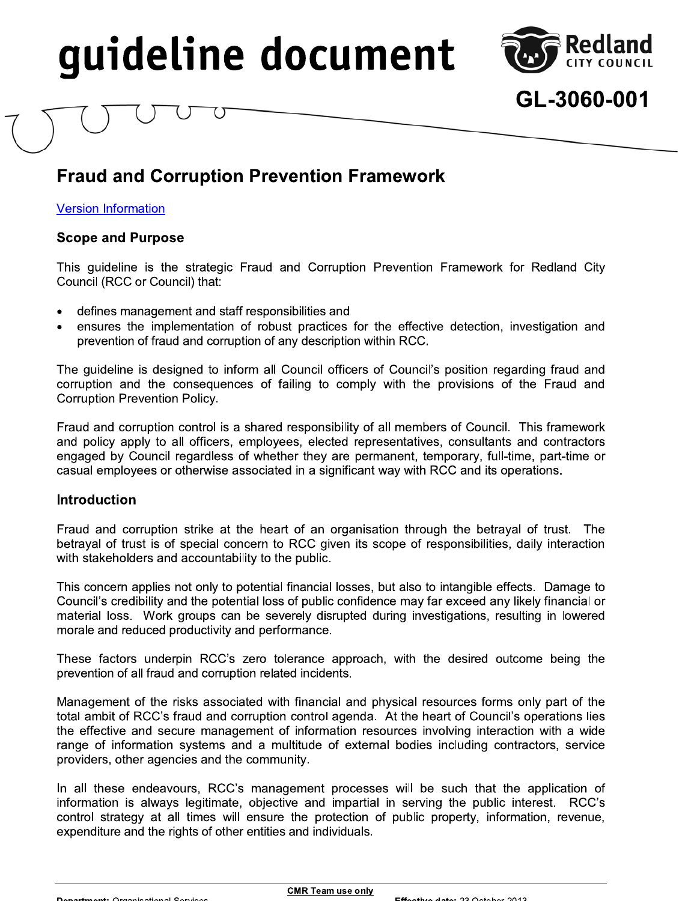# guideline document

GL-3060-001

## Fraud and Corruption Prevention Framework

Version Information

### Scope and Purpose

This guideline is the strategic Fraud and Corruption Prevention Framework for Redland City Council (RCC or Council) that:

- defines management and staff responsibilities and
- ensures the implementation of robust practices for the effective detection, investigation and prevention of fraud and corruption of any description within RCC.

The guideline is designed to inform all Council officers of Council's position regarding fraud and corruption and the consequences of failing to comply with the provisions of the Fraud and Corruption Prevention Policy.

Fraud and corruption control is a shared responsibility of all members of Council. This framework and policy apply to all officers, employees, elected representatives, consultants and contractors engaged by Council regardless of whether they are permanent, temporary, full-time, part-time or casual employees or otherwise associated in a significant way with RCC and its operations.

### Introduction

Fraud and corruption strike at the heart of an organisation through the betrayal of trust. The betrayal of trust is of special concern to RCC given its scope of responsibilities, daily interaction with stakeholders and accountability to the public.

This concern applies not only to potential financial losses, but also to intangible effects. Damage to Council's credibility and the potential loss of public confidence may far exceed any likely financial or material loss. Work groups can be severely disrupted during investigations, resulting in lowered morale and reduced productivity and performance.

These factors underpin RCC's zero tolerance approach, with the desired outcome being the prevention of all fraud and corruption related incidents.

Management of the risks associated with financial and physical resources forms only part of the total ambit of RCC's fraud and corruption control agenda. At the heart of Council's operations lies the effective and secure management of information resources involving interaction with a wide range of information systems and a multitude of external bodies including contractors, service providers, other agencies and the community.

In all these endeavours, RCC's management processes will be such that the application of information is always legitimate, objective and impartial in serving the public interest. RCC's control strategy at all times will ensure the protection of public property, information, revenue, expenditure and the rights of other entities and individuals.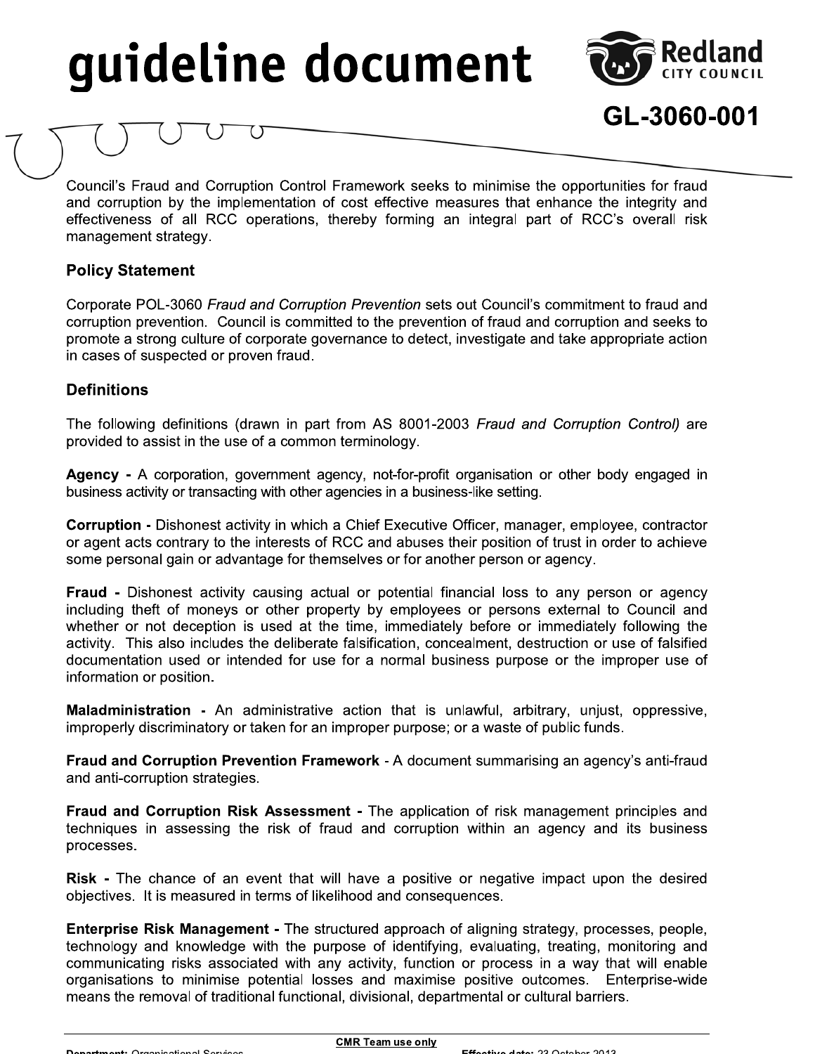# guideline document

**GL-3060-001**

Council's Fraud and Corruption Control Framework seeks to minimise the opportunities for fraud and corruption by the implementation of cost effective measures that enhance the integrity and effectiveness of all RCC operations, thereby forming an integral part of RCC's overall risk management strategy.

## Policy Statement

Corporate POL-3060 *Fraud and Corruption Prevention* sets out Council's commitment to fraud and corruption prevention. Council is committed to the prevention of fraud and corruption and seeks to promote a strong culture of corporate governance to detect, investigate and take appropriate action in cases of suspected or proven fraud.

## Definitions

The following definitions (drawn in part from AS 8001-2003 *Fraud and Corruption Control)* are provided to assist in the use of a common terminology.

**Agency -** A corporation, government agency, not-for-profit organisation or other body engaged in business activity or transacting with other agencies in a business-like setting.

**Corruption -** Dishonest activity in which a Chief Executive Officer, manager, employee, contractor or agent acts contrary to the interests of RCC and abuses their position of trust in order to achieve some personal gain or advantage for themselves or for another person or agency.

**Fraud -** Dishonest activity causing actual or potential financial loss to any person or agency including theft of moneys or other property by employees or persons external to Council and whether or not deception is used at the time, immediately before or immediately following the activity. This also includes the deliberate falsification, concealment, destruction or use of falsified documentation used or intended for use for a normal business purpose or the improper use of information or position.

**Maladministration -** An administrative action that is unlawful, arbitrary, unjust, oppressive, improperly discriminatory or taken for an improper purpose; or a waste of public funds.

**Fraud and Corruption Prevention Framework** - A document summarising an agency's anti-fraud and anti-corruption strategies.

**Fraud and Corruption Risk Assessment -** The application of risk management principles and techniques in assessing the risk of fraud and corruption within an agency and its business processes.

**Risk -** The chance of an event that will have a positive or negative impact upon the desired objectives. It is measured in terms of likelihood and consequences.

**Enterprise Risk Management -** The structured approach of aligning strategy, processes, people, technology and knowledge with the purpose of identifying, evaluating, treating, monitoring and communicating risks associated with any activity, function or process in a way that will enable organisations to minimise potential losses and maximise positive outcomes. Enterprise-wide means the removal of traditional functional, divisional, departmental or cultural barriers.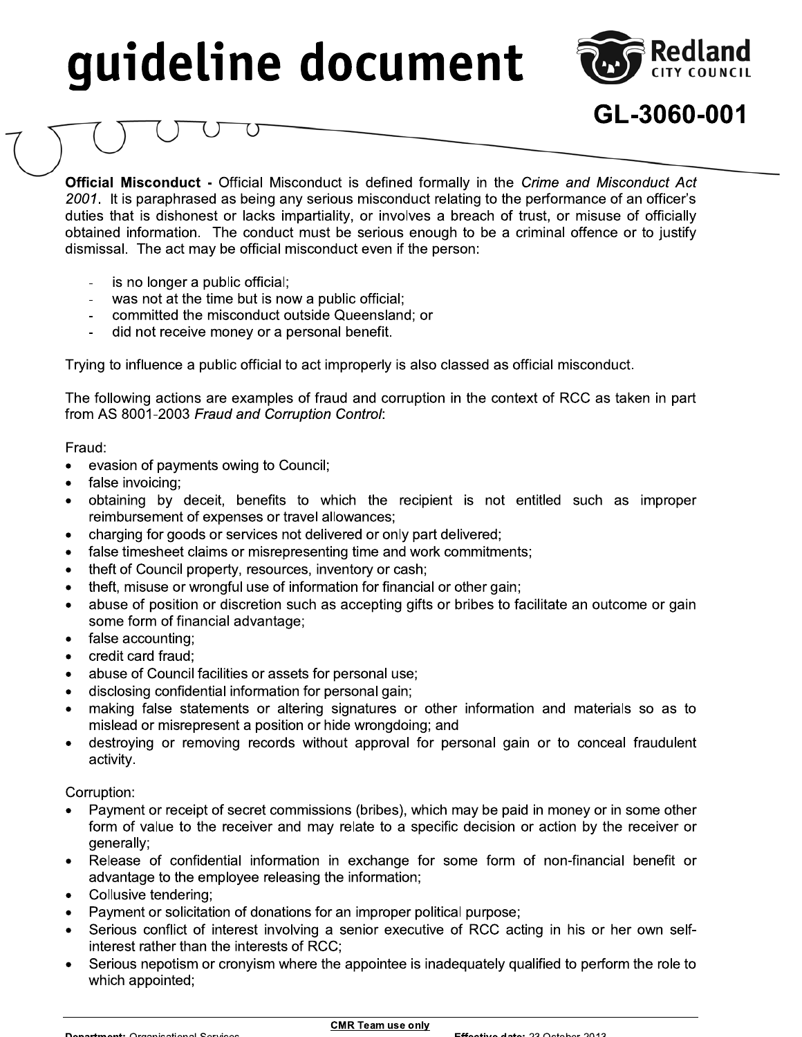**Official Misconduct -** Official Misconduct is defined formally in the *Crime and Misconduct Act 2001*. It is paraphrased as being any serious misconduct relating to the performance of an officer's duties that is dishonest or lacks impartiality, or involves a breach of trust, or misuse of officially obtained information. The conduct must be serious enough to be a criminal offence or to justify dismissal. The act may be official misconduct even if the person:

- is no longer a public official;
- was not at the time but is now a public official;
- committed the misconduct outside Queensland; or
- did not receive money or a personal benefit.

Trying to influence a public official to act improperly is also classed as official misconduct.

The following actions are examples of fraud and corruption in the context of RCC as taken in part from AS 8001-2003 *Fraud and Corruption Control*:

Fraud:

- evasion of payments owing to Council;
- false invoicing;
- obtaining by deceit, benefits to which the recipient is not entitled such as improper reimbursement of expenses or travel allowances;
- charging for goods or services not delivered or only part delivered;
- false timesheet claims or misrepresenting time and work commitments;
- theft of Council property, resources, inventory or cash;
- theft, misuse or wrongful use of information for financial or other gain;
- abuse of position or discretion such as accepting gifts or bribes to facilitate an outcome or gain some form of financial advantage;
- false accounting;
- credit card fraud;
- abuse of Council facilities or assets for personal use;
- disclosing confidential information for personal gain;
- making false statements or altering signatures or other information and materials so as to mislead or misrepresent a position or hide wrongdoing; and
- destroying or removing records without approval for personal gain or to conceal fraudulent activity.

Corruption:

- Payment or receipt of secret commissions (bribes), which may be paid in money or in some other form of value to the receiver and may relate to a specific decision or action by the receiver or generally;
- Release of confidential information in exchange for some form of non-financial benefit or advantage to the employee releasing the information;
- Collusive tendering;
- Payment or solicitation of donations for an improper political purpose;
- Serious conflict of interest involving a senior executive of RCC acting in his or her own self-interest rather than the interests of RCC;
- Serious nepotism or cronyism where the appointee is inadequately qualified to perform the role to which appointed;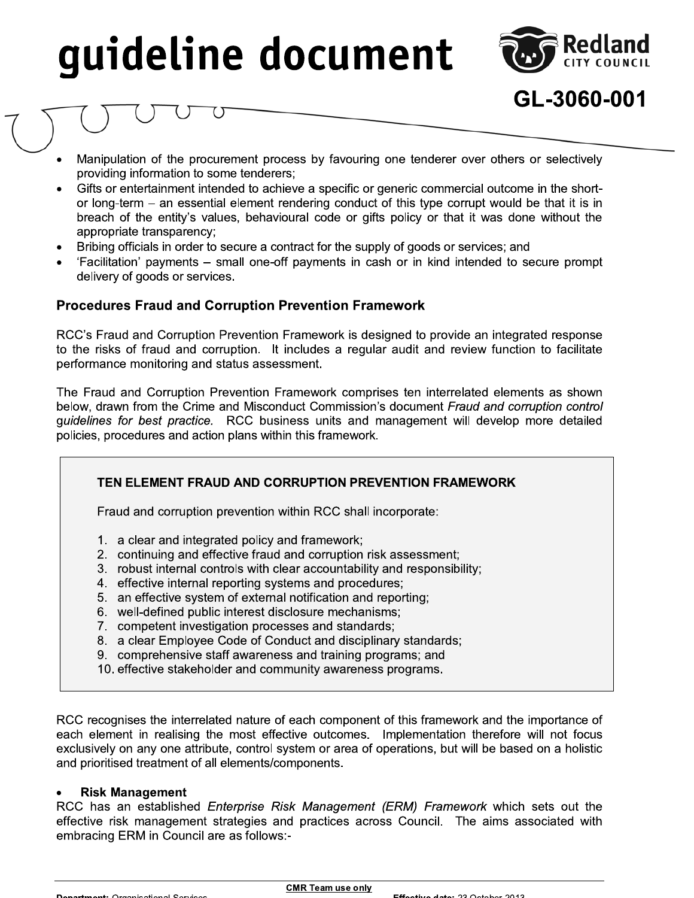- Manipulation of the procurement process by favouring one tenderer over others or selectively providing information to some tenderers;
- Gifts or entertainment intended to achieve a specific or generic commercial outcome in the short- or long-term – an essential element rendering conduct of this type corrupt would be that it is in breach of the entity's values, behavioural code or gifts policy or that it was done without the appropriate transparency;
- Bribing officials in order to secure a contract for the supply of goods or services; and
- 'Facilitation' payments – small one-off payments in cash or in kind intended to secure prompt delivery of goods or services.

### Procedures Fraud and Corruption Prevention Framework

RCC's Fraud and Corruption Prevention Framework is designed to provide an integrated response to the risks of fraud and corruption. It includes a regular audit and review function to facilitate performance monitoring and status assessment.

The Fraud and Corruption Prevention Framework comprises ten interrelated elements as shown below, drawn from the Crime and Misconduct Commission's document *Fraud and corruption control guidelines for best practice.* RCC business units and management will develop more detailed policies, procedures and action plans within this framework.

**TEN ELEMENT FRAUD AND CORRUPTION PREVENTION FRAMEWORK**

Fraud and corruption prevention within RCC shall incorporate:

1. a clear and integrated policy and framework;
2. continuing and effective fraud and corruption risk assessment;
3. robust internal controls with clear accountability and responsibility;
4. effective internal reporting systems and procedures;
5. an effective system of external notification and reporting;
6. well-defined public interest disclosure mechanisms;
7. competent investigation processes and standards;
8. a clear Employee Code of Conduct and disciplinary standards;
9. comprehensive staff awareness and training programs; and
10. effective stakeholder and community awareness programs.

RCC recognises the interrelated nature of each component of this framework and the importance of each element in realising the most effective outcomes. Implementation therefore will not focus exclusively on any one attribute, control system or area of operations, but will be based on a holistic and prioritised treatment of all elements/components.

- **Risk Management**

RCC has an established *Enterprise Risk Management (ERM) Framework* which sets out the effective risk management strategies and practices across Council. The aims associated with embracing ERM in Council are as follows:-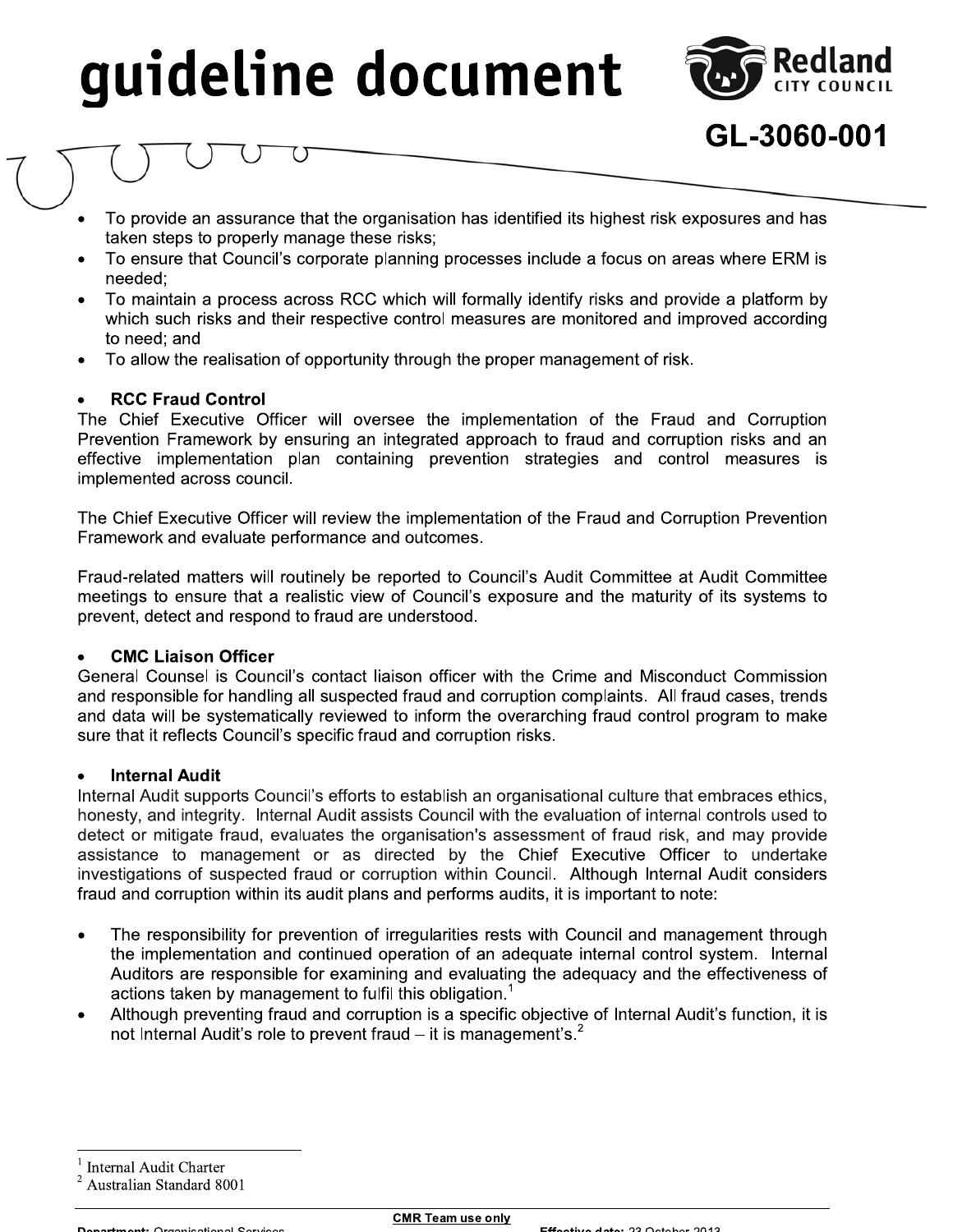- To provide an assurance that the organisation has identified its highest risk exposures and has taken steps to properly manage these risks;
- To ensure that Council's corporate planning processes include a focus on areas where ERM is needed;
- To maintain a process across RCC which will formally identify risks and provide a platform by which such risks and their respective control measures are monitored and improved according to need; and
- To allow the realisation of opportunity through the proper management of risk.

- **RCC Fraud Control**

The Chief Executive Officer will oversee the implementation of the Fraud and Corruption Prevention Framework by ensuring an integrated approach to fraud and corruption risks and an effective implementation plan containing prevention strategies and control measures is implemented across council.

The Chief Executive Officer will review the implementation of the Fraud and Corruption Prevention Framework and evaluate performance and outcomes.

Fraud-related matters will routinely be reported to Council's Audit Committee at Audit Committee meetings to ensure that a realistic view of Council's exposure and the maturity of its systems to prevent, detect and respond to fraud are understood.

- **CMC Liaison Officer**

General Counsel is Council's contact liaison officer with the Crime and Misconduct Commission and responsible for handling all suspected fraud and corruption complaints. All fraud cases, trends and data will be systematically reviewed to inform the overarching fraud control program to make sure that it reflects Council's specific fraud and corruption risks.

- **Internal Audit**

Internal Audit supports Council's efforts to establish an organisational culture that embraces ethics, honesty, and integrity. Internal Audit assists Council with the evaluation of internal controls used to detect or mitigate fraud, evaluates the organisation's assessment of fraud risk, and may provide assistance to management or as directed by the Chief Executive Officer to undertake investigations of suspected fraud or corruption within Council. Although Internal Audit considers fraud and corruption within its audit plans and performs audits, it is important to note:

- The responsibility for prevention of irregularities rests with Council and management through the implementation and continued operation of an adequate internal control system. Internal Auditors are responsible for examining and evaluating the adequacy and the effectiveness of actions taken by management to fulfil this obligation.[1]
- Although preventing fraud and corruption is a specific objective of Internal Audit's function, it is not Internal Audit's role to prevent fraud – it is management's.[2]

---

[1] Internal Audit Charter

[2] Australian Standard 8001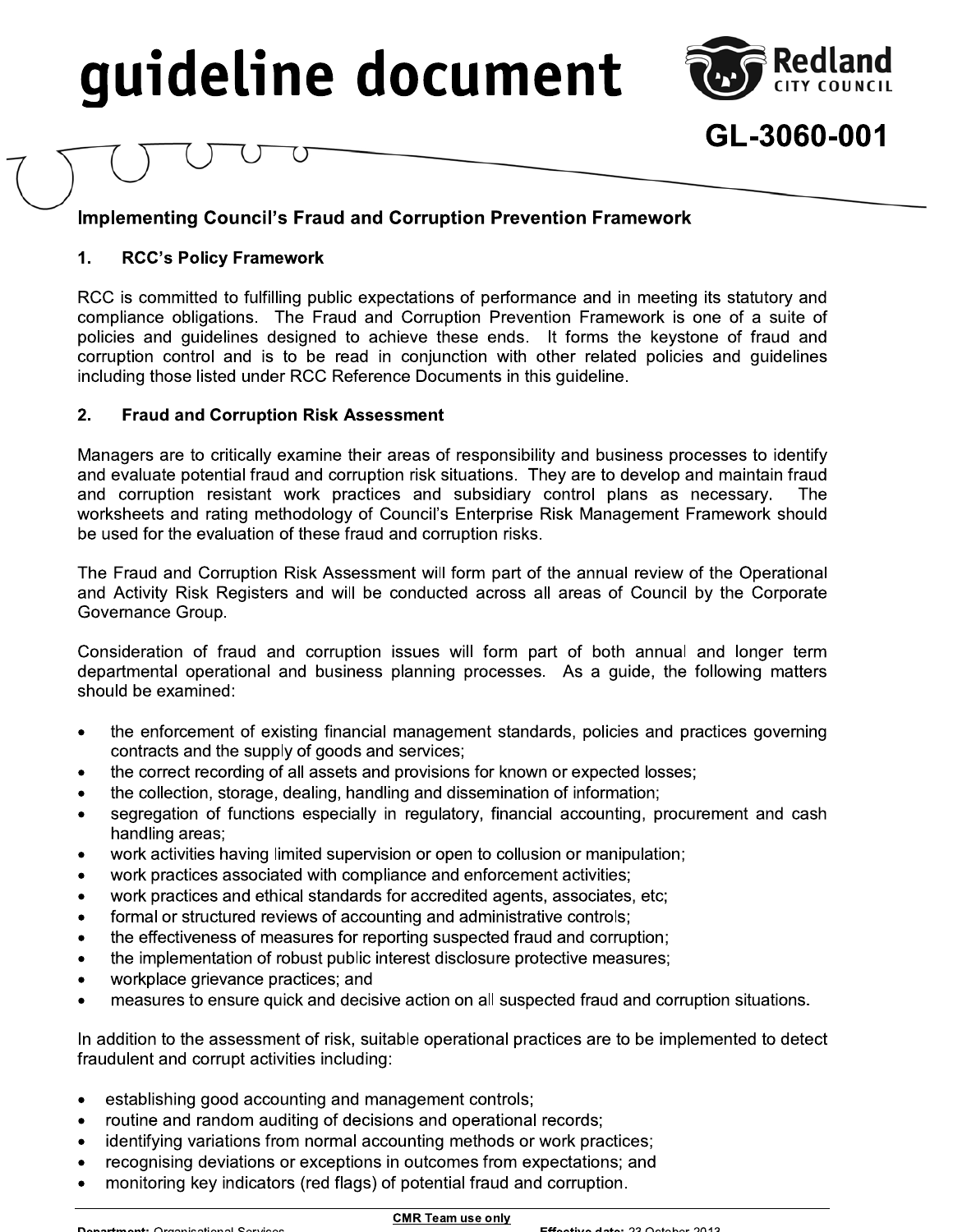# guideline document

**GL-3060-001**

## Implementing Council's Fraud and Corruption Prevention Framework

### 1. RCC's Policy Framework

RCC is committed to fulfilling public expectations of performance and in meeting its statutory and compliance obligations. The Fraud and Corruption Prevention Framework is one of a suite of policies and guidelines designed to achieve these ends. It forms the keystone of fraud and corruption control and is to be read in conjunction with other related policies and guidelines including those listed under RCC Reference Documents in this guideline.

### 2. Fraud and Corruption Risk Assessment

Managers are to critically examine their areas of responsibility and business processes to identify and evaluate potential fraud and corruption risk situations. They are to develop and maintain fraud and corruption resistant work practices and subsidiary control plans as necessary. The worksheets and rating methodology of Council's Enterprise Risk Management Framework should be used for the evaluation of these fraud and corruption risks.

The Fraud and Corruption Risk Assessment will form part of the annual review of the Operational and Activity Risk Registers and will be conducted across all areas of Council by the Corporate Governance Group.

Consideration of fraud and corruption issues will form part of both annual and longer term departmental operational and business planning processes. As a guide, the following matters should be examined:

- the enforcement of existing financial management standards, policies and practices governing contracts and the supply of goods and services;
- the correct recording of all assets and provisions for known or expected losses;
- the collection, storage, dealing, handling and dissemination of information;
- segregation of functions especially in regulatory, financial accounting, procurement and cash handling areas;
- work activities having limited supervision or open to collusion or manipulation;
- work practices associated with compliance and enforcement activities;
- work practices and ethical standards for accredited agents, associates, etc;
- formal or structured reviews of accounting and administrative controls;
- the effectiveness of measures for reporting suspected fraud and corruption;
- the implementation of robust public interest disclosure protective measures;
- workplace grievance practices; and
- measures to ensure quick and decisive action on all suspected fraud and corruption situations.

In addition to the assessment of risk, suitable operational practices are to be implemented to detect fraudulent and corrupt activities including:

- establishing good accounting and management controls;
- routine and random auditing of decisions and operational records;
- identifying variations from normal accounting methods or work practices;
- recognising deviations or exceptions in outcomes from expectations; and
- monitoring key indicators (red flags) of potential fraud and corruption.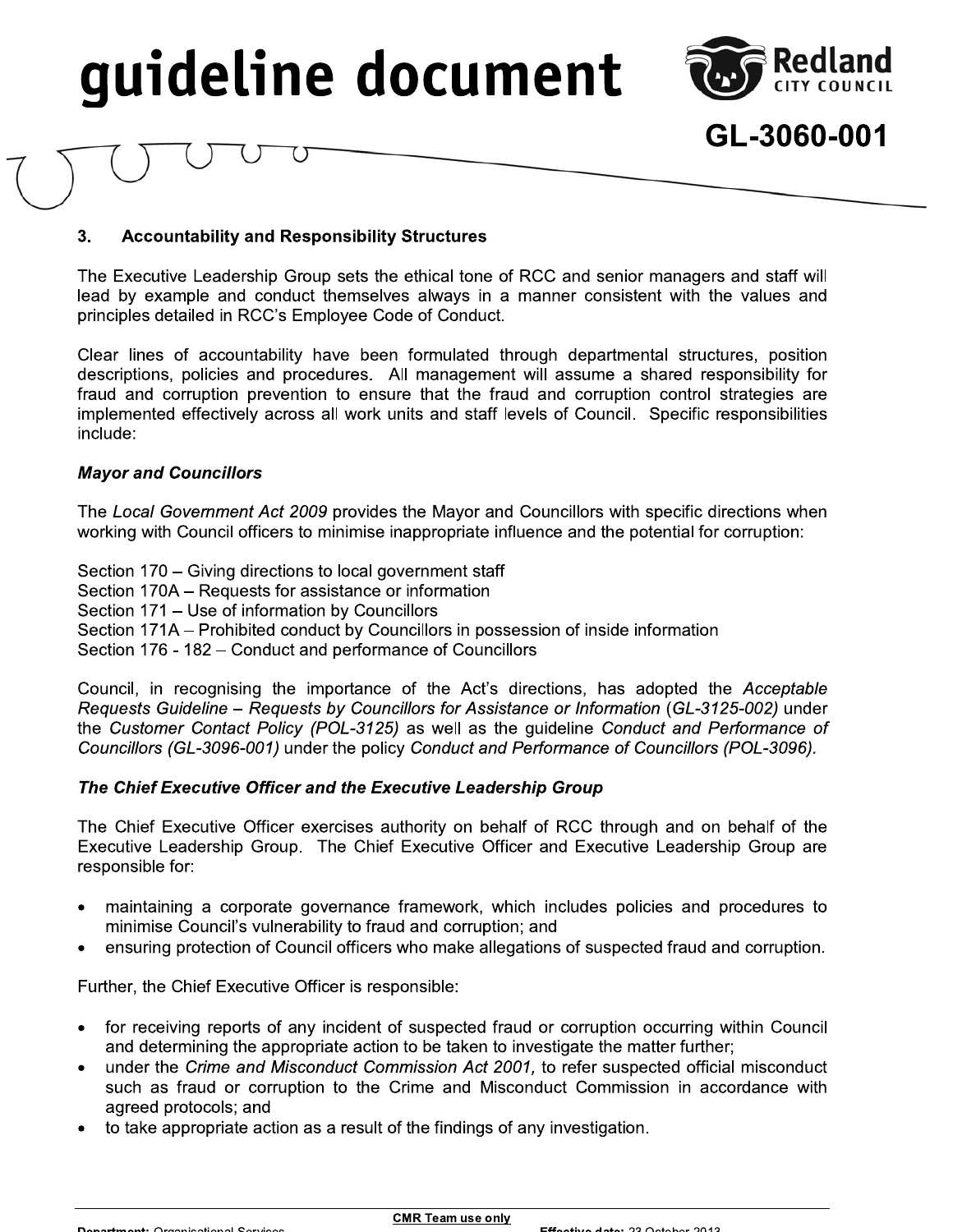### 3. Accountability and Responsibility Structures

The Executive Leadership Group sets the ethical tone of RCC and senior managers and staff will lead by example and conduct themselves always in a manner consistent with the values and principles detailed in RCC's Employee Code of Conduct.

Clear lines of accountability have been formulated through departmental structures, position descriptions, policies and procedures. All management will assume a shared responsibility for fraud and corruption prevention to ensure that the fraud and corruption control strategies are implemented effectively across all work units and staff levels of Council. Specific responsibilities include:

***Mayor and Councillors***

The *Local Government Act 2009* provides the Mayor and Councillors with specific directions when working with Council officers to minimise inappropriate influence and the potential for corruption:

Section 170 – Giving directions to local government staff
Section 170A – Requests for assistance or information
Section 171 – Use of information by Councillors
Section 171A – Prohibited conduct by Councillors in possession of inside information
Section 176 - 182 – Conduct and performance of Councillors

Council, in recognising the importance of the Act's directions, has adopted the *Acceptable Requests Guideline – Requests by Councillors for Assistance or Information* (*GL-3125-002)* under the *Customer Contact Policy (POL-3125)* as well as the guideline *Conduct and Performance of Councillors (GL-3096-001)* under the policy *Conduct and Performance of Councillors (POL-3096).*

***The Chief Executive Officer and the Executive Leadership Group***

The Chief Executive Officer exercises authority on behalf of RCC through and on behalf of the Executive Leadership Group. The Chief Executive Officer and Executive Leadership Group are responsible for:

- maintaining a corporate governance framework, which includes policies and procedures to minimise Council's vulnerability to fraud and corruption; and
- ensuring protection of Council officers who make allegations of suspected fraud and corruption.

Further, the Chief Executive Officer is responsible:

- for receiving reports of any incident of suspected fraud or corruption occurring within Council and determining the appropriate action to be taken to investigate the matter further;
- under the *Crime and Misconduct Commission Act 2001,* to refer suspected official misconduct such as fraud or corruption to the Crime and Misconduct Commission in accordance with agreed protocols; and
- to take appropriate action as a result of the findings of any investigation.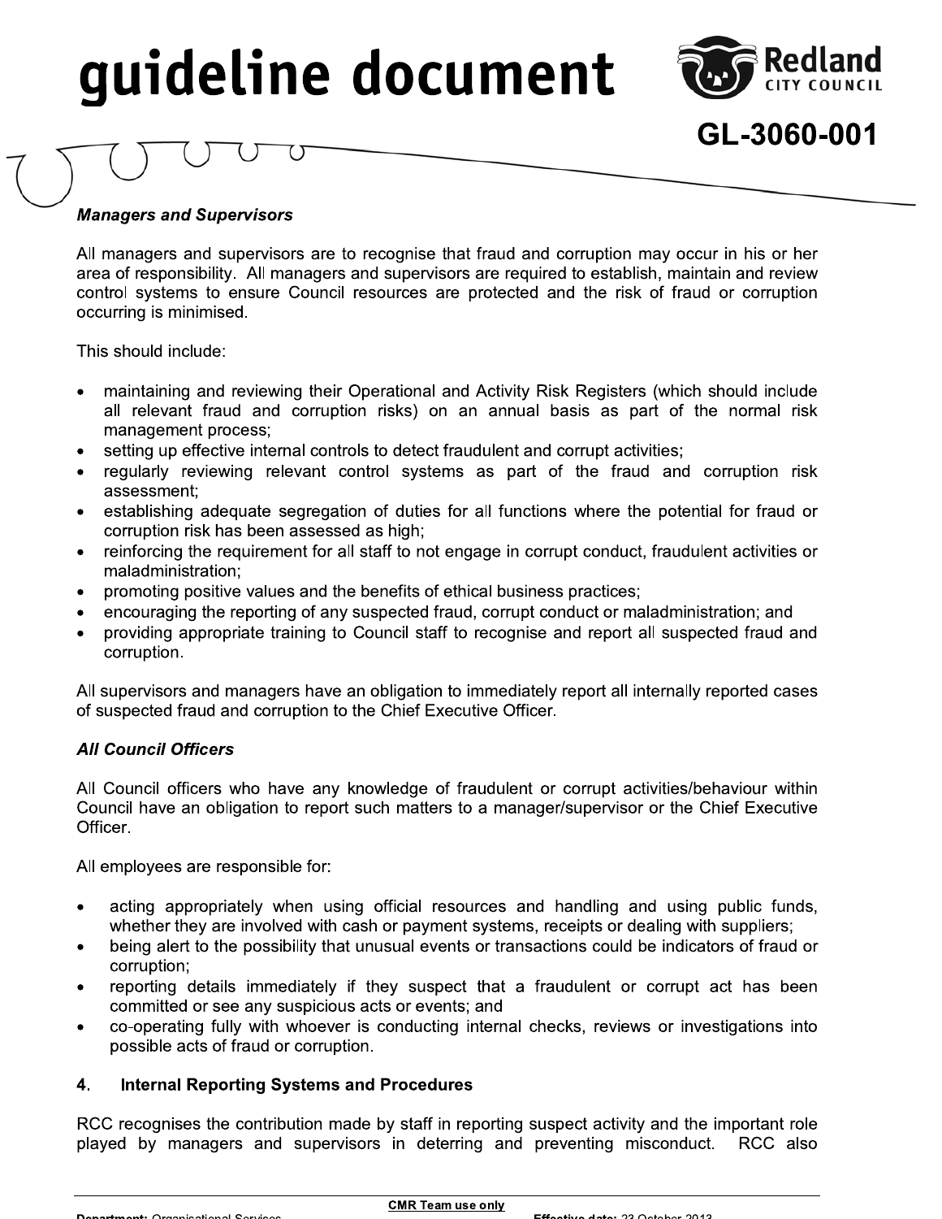***Managers and Supervisors***

All managers and supervisors are to recognise that fraud and corruption may occur in his or her area of responsibility. All managers and supervisors are required to establish, maintain and review control systems to ensure Council resources are protected and the risk of fraud or corruption occurring is minimised.

This should include:

- maintaining and reviewing their Operational and Activity Risk Registers (which should include all relevant fraud and corruption risks) on an annual basis as part of the normal risk management process;
- setting up effective internal controls to detect fraudulent and corrupt activities;
- regularly reviewing relevant control systems as part of the fraud and corruption risk assessment;
- establishing adequate segregation of duties for all functions where the potential for fraud or corruption risk has been assessed as high;
- reinforcing the requirement for all staff to not engage in corrupt conduct, fraudulent activities or maladministration;
- promoting positive values and the benefits of ethical business practices;
- encouraging the reporting of any suspected fraud, corrupt conduct or maladministration; and
- providing appropriate training to Council staff to recognise and report all suspected fraud and corruption.

All supervisors and managers have an obligation to immediately report all internally reported cases of suspected fraud and corruption to the Chief Executive Officer.

***All Council Officers***

All Council officers who have any knowledge of fraudulent or corrupt activities/behaviour within Council have an obligation to report such matters to a manager/supervisor or the Chief Executive Officer.

All employees are responsible for:

- acting appropriately when using official resources and handling and using public funds, whether they are involved with cash or payment systems, receipts or dealing with suppliers;
- being alert to the possibility that unusual events or transactions could be indicators of fraud or corruption;
- reporting details immediately if they suspect that a fraudulent or corrupt act has been committed or see any suspicious acts or events; and
- co-operating fully with whoever is conducting internal checks, reviews or investigations into possible acts of fraud or corruption.

## 4. Internal Reporting Systems and Procedures

RCC recognises the contribution made by staff in reporting suspect activity and the important role played by managers and supervisors in deterring and preventing misconduct. RCC also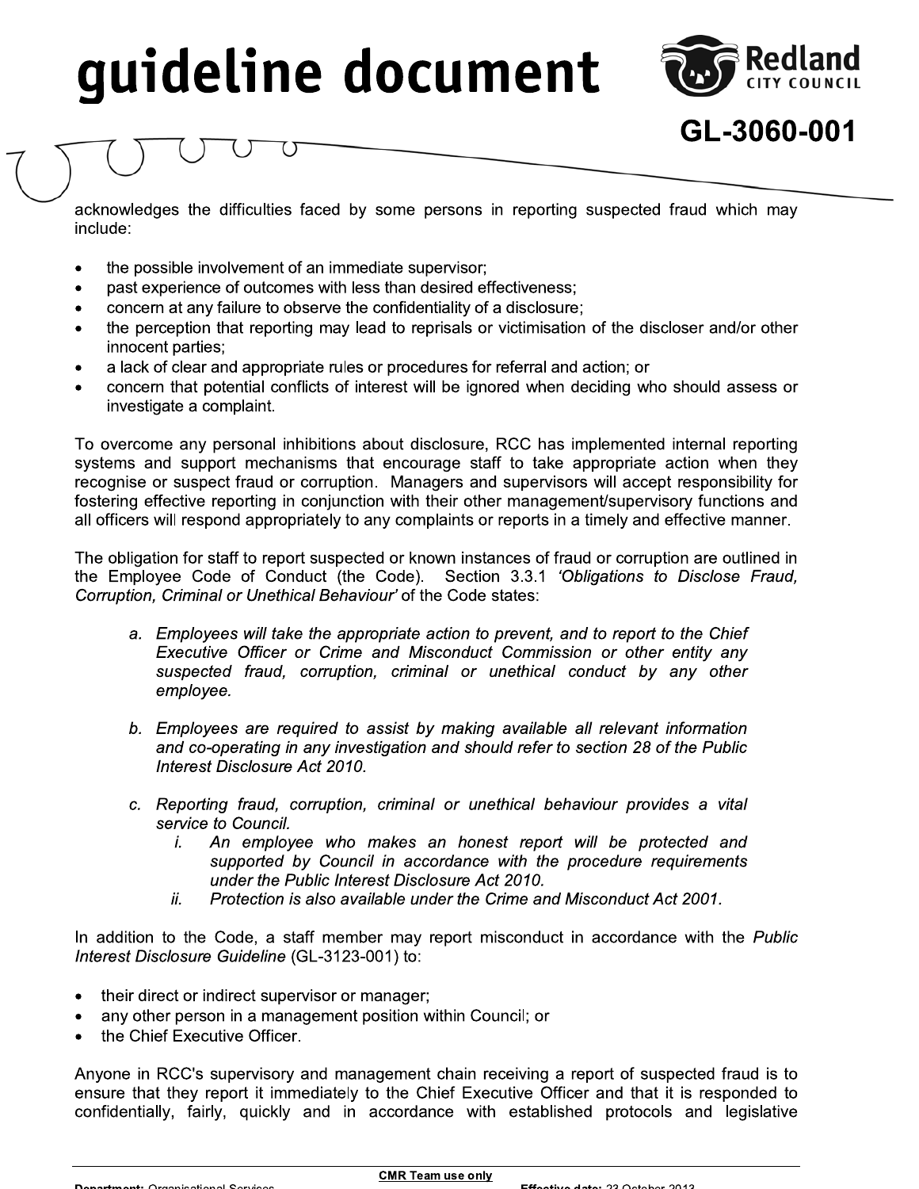acknowledges the difficulties faced by some persons in reporting suspected fraud which may include:

- the possible involvement of an immediate supervisor;
- past experience of outcomes with less than desired effectiveness;
- concern at any failure to observe the confidentiality of a disclosure;
- the perception that reporting may lead to reprisals or victimisation of the discloser and/or other innocent parties;
- a lack of clear and appropriate rules or procedures for referral and action; or
- concern that potential conflicts of interest will be ignored when deciding who should assess or investigate a complaint.

To overcome any personal inhibitions about disclosure, RCC has implemented internal reporting systems and support mechanisms that encourage staff to take appropriate action when they recognise or suspect fraud or corruption. Managers and supervisors will accept responsibility for fostering effective reporting in conjunction with their other management/supervisory functions and all officers will respond appropriately to any complaints or reports in a timely and effective manner.

The obligation for staff to report suspected or known instances of fraud or corruption are outlined in the Employee Code of Conduct (the Code). Section 3.3.1 *'Obligations to Disclose Fraud, Corruption, Criminal or Unethical Behaviour'* of the Code states:

> *a. Employees will take the appropriate action to prevent, and to report to the Chief Executive Officer or Crime and Misconduct Commission or other entity any suspected fraud, corruption, criminal or unethical conduct by any other employee.*
>
> *b. Employees are required to assist by making available all relevant information and co-operating in any investigation and should refer to section 28 of the Public Interest Disclosure Act 2010.*
>
> *c. Reporting fraud, corruption, criminal or unethical behaviour provides a vital service to Council.*
> *i. An employee who makes an honest report will be protected and supported by Council in accordance with the procedure requirements under the Public Interest Disclosure Act 2010.*
> *ii. Protection is also available under the Crime and Misconduct Act 2001.*

In addition to the Code, a staff member may report misconduct in accordance with the *Public Interest Disclosure Guideline* (GL-3123-001) to:

- their direct or indirect supervisor or manager;
- any other person in a management position within Council; or
- the Chief Executive Officer.

Anyone in RCC's supervisory and management chain receiving a report of suspected fraud is to ensure that they report it immediately to the Chief Executive Officer and that it is responded to confidentially, fairly, quickly and in accordance with established protocols and legislative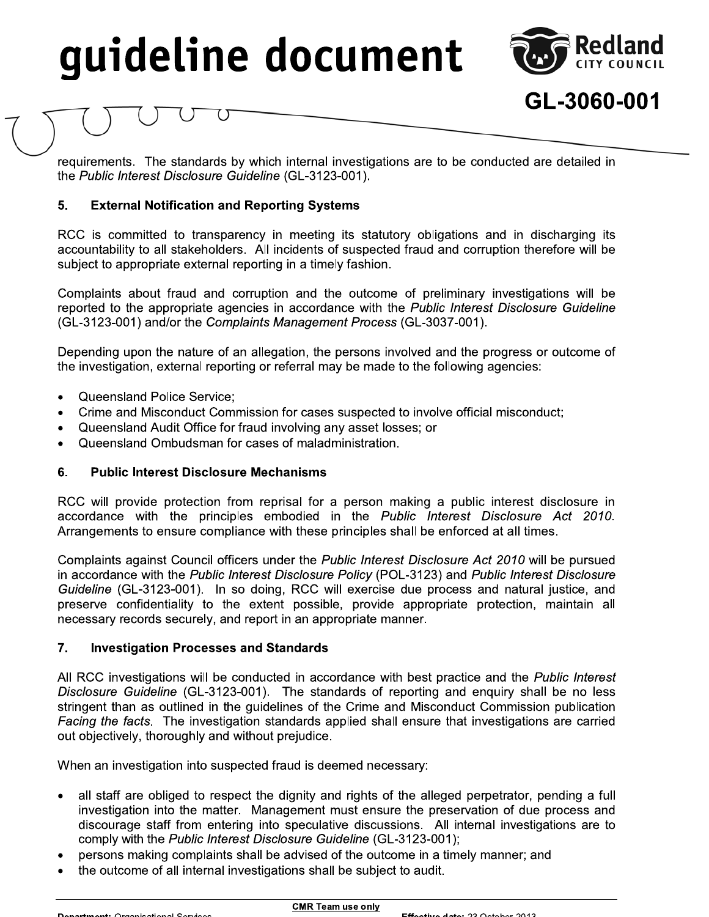requirements. The standards by which internal investigations are to be conducted are detailed in the *Public Interest Disclosure Guideline* (GL-3123-001).

## 5. External Notification and Reporting Systems

RCC is committed to transparency in meeting its statutory obligations and in discharging its accountability to all stakeholders. All incidents of suspected fraud and corruption therefore will be subject to appropriate external reporting in a timely fashion.

Complaints about fraud and corruption and the outcome of preliminary investigations will be reported to the appropriate agencies in accordance with the *Public Interest Disclosure Guideline* (GL-3123-001) and/or the *Complaints Management Process* (GL-3037-001).

Depending upon the nature of an allegation, the persons involved and the progress or outcome of the investigation, external reporting or referral may be made to the following agencies:

- Queensland Police Service;
- Crime and Misconduct Commission for cases suspected to involve official misconduct;
- Queensland Audit Office for fraud involving any asset losses; or
- Queensland Ombudsman for cases of maladministration.

## 6. Public Interest Disclosure Mechanisms

RCC will provide protection from reprisal for a person making a public interest disclosure in accordance with the principles embodied in the *Public Interest Disclosure Act 2010*. Arrangements to ensure compliance with these principles shall be enforced at all times.

Complaints against Council officers under the *Public Interest Disclosure Act 2010* will be pursued in accordance with the *Public Interest Disclosure Policy* (POL-3123) and *Public Interest Disclosure Guideline* (GL-3123-001). In so doing, RCC will exercise due process and natural justice, and preserve confidentiality to the extent possible, provide appropriate protection, maintain all necessary records securely, and report in an appropriate manner.

## 7. Investigation Processes and Standards

All RCC investigations will be conducted in accordance with best practice and the *Public Interest Disclosure Guideline* (GL-3123-001). The standards of reporting and enquiry shall be no less stringent than as outlined in the guidelines of the Crime and Misconduct Commission publication *Facing the facts*. The investigation standards applied shall ensure that investigations are carried out objectively, thoroughly and without prejudice.

When an investigation into suspected fraud is deemed necessary:

- all staff are obliged to respect the dignity and rights of the alleged perpetrator, pending a full investigation into the matter. Management must ensure the preservation of due process and discourage staff from entering into speculative discussions. All internal investigations are to comply with the *Public Interest Disclosure Guideline* (GL-3123-001);
- persons making complaints shall be advised of the outcome in a timely manner; and
- the outcome of all internal investigations shall be subject to audit.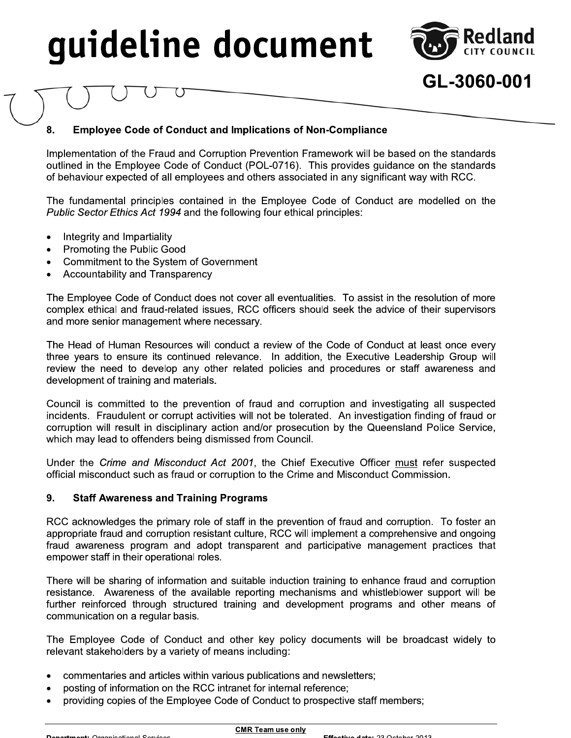## 8. Employee Code of Conduct and Implications of Non-Compliance

Implementation of the Fraud and Corruption Prevention Framework will be based on the standards outlined in the Employee Code of Conduct (POL-0716). This provides guidance on the standards of behaviour expected of all employees and others associated in any significant way with RCC.

The fundamental principles contained in the Employee Code of Conduct are modelled on the *Public Sector Ethics Act 1994* and the following four ethical principles:

- Integrity and Impartiality
- Promoting the Public Good
- Commitment to the System of Government
- Accountability and Transparency

The Employee Code of Conduct does not cover all eventualities. To assist in the resolution of more complex ethical and fraud-related issues, RCC officers should seek the advice of their supervisors and more senior management where necessary.

The Head of Human Resources will conduct a review of the Code of Conduct at least once every three years to ensure its continued relevance. In addition, the Executive Leadership Group will review the need to develop any other related policies and procedures or staff awareness and development of training and materials.

Council is committed to the prevention of fraud and corruption and investigating all suspected incidents. Fraudulent or corrupt activities will not be tolerated. An investigation finding of fraud or corruption will result in disciplinary action and/or prosecution by the Queensland Police Service, which may lead to offenders being dismissed from Council.

Under the *Crime and Misconduct Act 2001*, the Chief Executive Officer <u>must</u> refer suspected official misconduct such as fraud or corruption to the Crime and Misconduct Commission.

## 9. Staff Awareness and Training Programs

RCC acknowledges the primary role of staff in the prevention of fraud and corruption. To foster an appropriate fraud and corruption resistant culture, RCC will implement a comprehensive and ongoing fraud awareness program and adopt transparent and participative management practices that empower staff in their operational roles.

There will be sharing of information and suitable induction training to enhance fraud and corruption resistance. Awareness of the available reporting mechanisms and whistleblower support will be further reinforced through structured training and development programs and other means of communication on a regular basis.

The Employee Code of Conduct and other key policy documents will be broadcast widely to relevant stakeholders by a variety of means including:

- commentaries and articles within various publications and newsletters;
- posting of information on the RCC intranet for internal reference;
- providing copies of the Employee Code of Conduct to prospective staff members;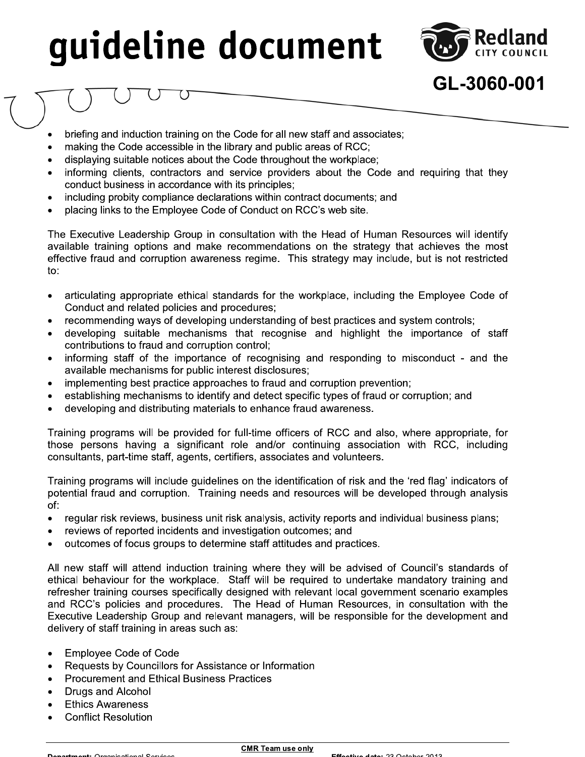- briefing and induction training on the Code for all new staff and associates;
- making the Code accessible in the library and public areas of RCC;
- displaying suitable notices about the Code throughout the workplace;
- informing clients, contractors and service providers about the Code and requiring that they conduct business in accordance with its principles;
- including probity compliance declarations within contract documents; and
- placing links to the Employee Code of Conduct on RCC's web site.

The Executive Leadership Group in consultation with the Head of Human Resources will identify available training options and make recommendations on the strategy that achieves the most effective fraud and corruption awareness regime. This strategy may include, but is not restricted to:

- articulating appropriate ethical standards for the workplace, including the Employee Code of Conduct and related policies and procedures;
- recommending ways of developing understanding of best practices and system controls;
- developing suitable mechanisms that recognise and highlight the importance of staff contributions to fraud and corruption control;
- informing staff of the importance of recognising and responding to misconduct - and the available mechanisms for public interest disclosures;
- implementing best practice approaches to fraud and corruption prevention;
- establishing mechanisms to identify and detect specific types of fraud or corruption; and
- developing and distributing materials to enhance fraud awareness.

Training programs will be provided for full-time officers of RCC and also, where appropriate, for those persons having a significant role and/or continuing association with RCC, including consultants, part-time staff, agents, certifiers, associates and volunteers.

Training programs will include guidelines on the identification of risk and the 'red flag' indicators of potential fraud and corruption. Training needs and resources will be developed through analysis of:

- regular risk reviews, business unit risk analysis, activity reports and individual business plans;
- reviews of reported incidents and investigation outcomes; and
- outcomes of focus groups to determine staff attitudes and practices.

All new staff will attend induction training where they will be advised of Council's standards of ethical behaviour for the workplace. Staff will be required to undertake mandatory training and refresher training courses specifically designed with relevant local government scenario examples and RCC's policies and procedures. The Head of Human Resources, in consultation with the Executive Leadership Group and relevant managers, will be responsible for the development and delivery of staff training in areas such as:

- Employee Code of Code
- Requests by Councillors for Assistance or Information
- Procurement and Ethical Business Practices
- Drugs and Alcohol
- Ethics Awareness
- Conflict Resolution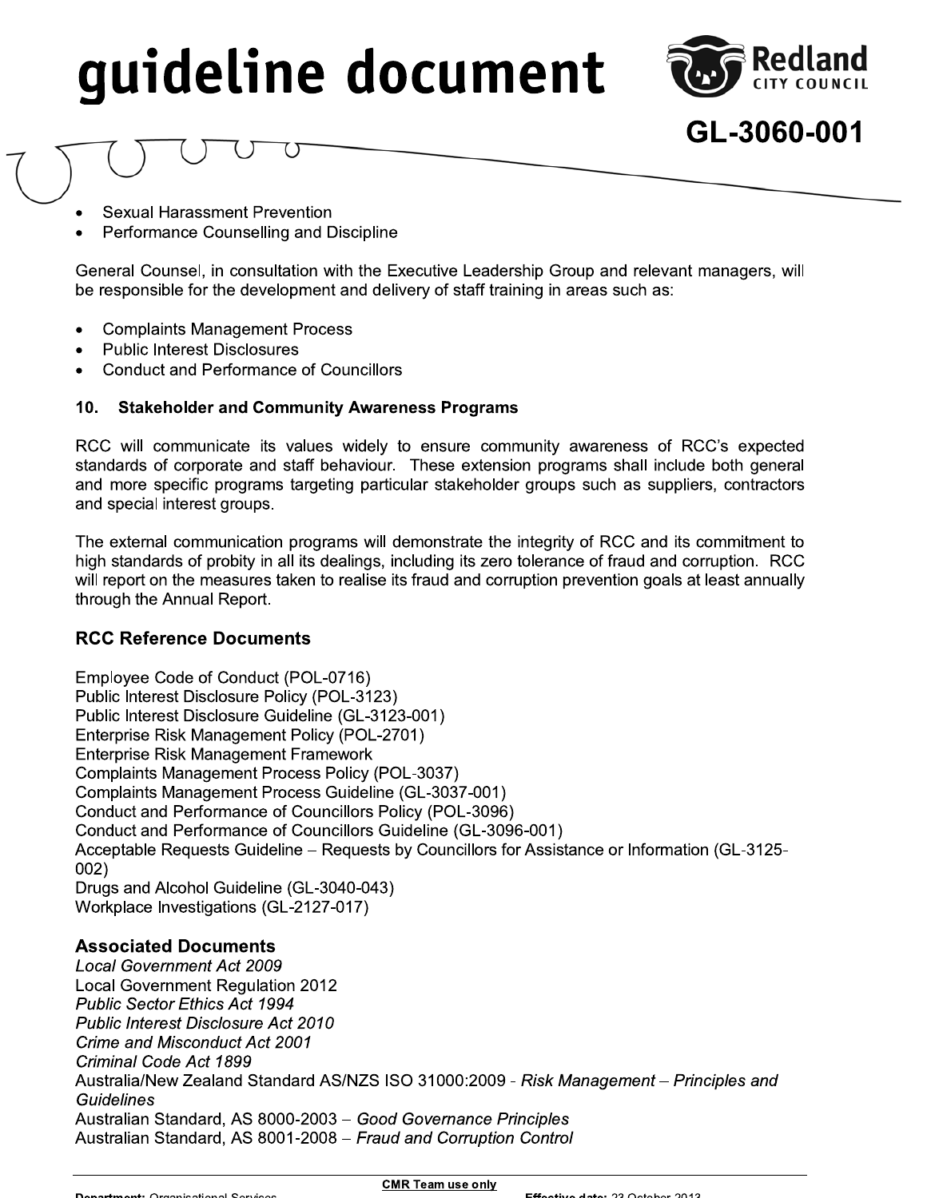- Sexual Harassment Prevention
- Performance Counselling and Discipline

General Counsel, in consultation with the Executive Leadership Group and relevant managers, will be responsible for the development and delivery of staff training in areas such as:

- Complaints Management Process
- Public Interest Disclosures
- Conduct and Performance of Councillors

### 10. Stakeholder and Community Awareness Programs

RCC will communicate its values widely to ensure community awareness of RCC's expected standards of corporate and staff behaviour. These extension programs shall include both general and more specific programs targeting particular stakeholder groups such as suppliers, contractors and special interest groups.

The external communication programs will demonstrate the integrity of RCC and its commitment to high standards of probity in all its dealings, including its zero tolerance of fraud and corruption. RCC will report on the measures taken to realise its fraud and corruption prevention goals at least annually through the Annual Report.

## RCC Reference Documents

Employee Code of Conduct (POL-0716)
Public Interest Disclosure Policy (POL-3123)
Public Interest Disclosure Guideline (GL-3123-001)
Enterprise Risk Management Policy (POL-2701)
Enterprise Risk Management Framework
Complaints Management Process Policy (POL-3037)
Complaints Management Process Guideline (GL-3037-001)
Conduct and Performance of Councillors Policy (POL-3096)
Conduct and Performance of Councillors Guideline (GL-3096-001)
Acceptable Requests Guideline – Requests by Councillors for Assistance or Information (GL-3125-002)
Drugs and Alcohol Guideline (GL-3040-043)
Workplace Investigations (GL-2127-017)

## Associated Documents

*Local Government Act 2009*
Local Government Regulation 2012
*Public Sector Ethics Act 1994*
*Public Interest Disclosure Act 2010*
*Crime and Misconduct Act 2001*
*Criminal Code Act 1899*
Australia/New Zealand Standard AS/NZS ISO 31000:2009 - *Risk Management – Principles and Guidelines*
Australian Standard, AS 8000-2003 – *Good Governance Principles*
Australian Standard, AS 8001-2008 – *Fraud and Corruption Control*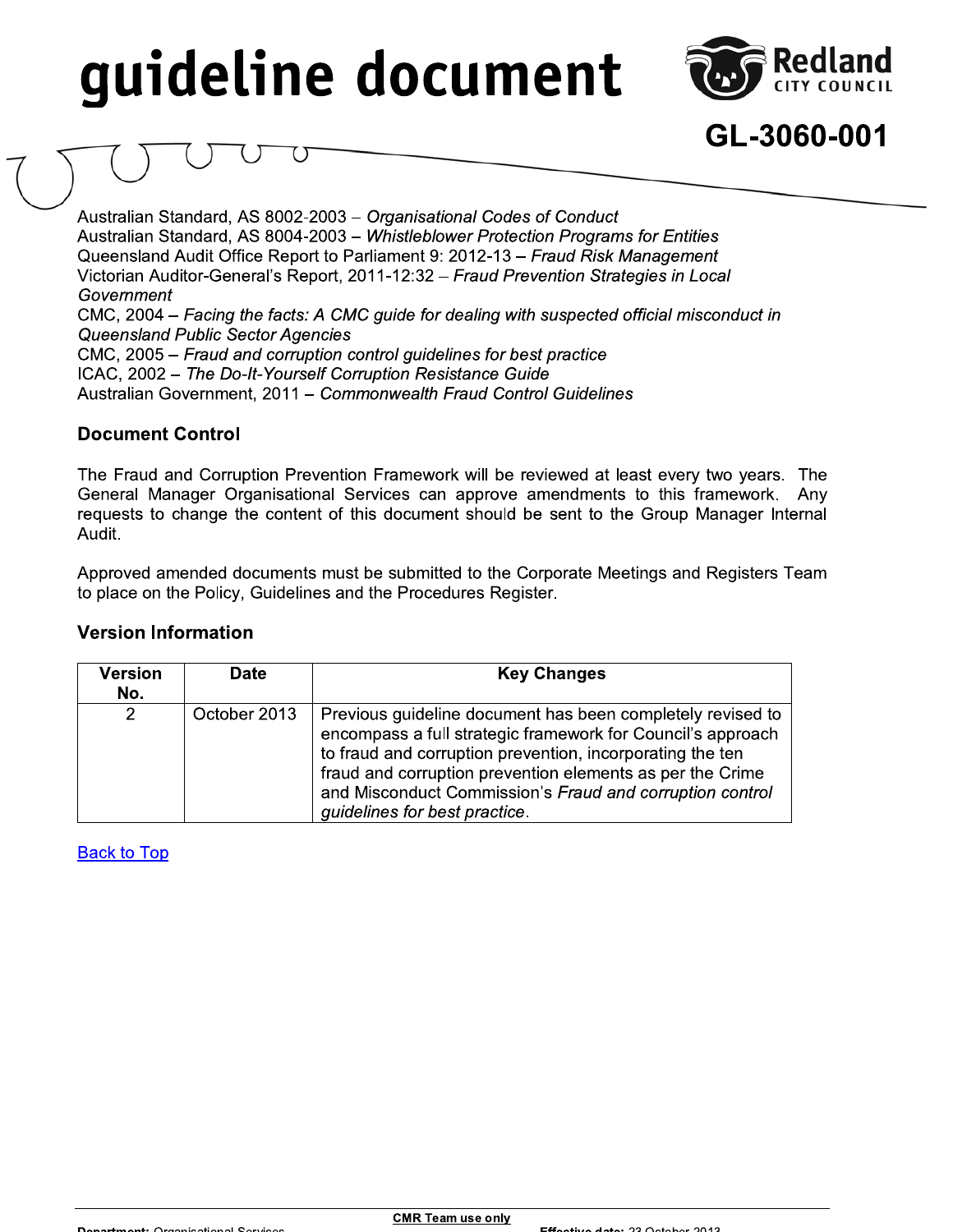Australian Standard, AS 8002-2003 – *Organisational Codes of Conduct*
Australian Standard, AS 8004-2003 – *Whistleblower Protection Programs for Entities*
Queensland Audit Office Report to Parliament 9: 2012-13 – *Fraud Risk Management*
Victorian Auditor-General's Report, 2011-12:32 – *Fraud Prevention Strategies in Local Government*
CMC, 2004 – *Facing the facts: A CMC guide for dealing with suspected official misconduct in Queensland Public Sector Agencies*
CMC, 2005 – *Fraud and corruption control guidelines for best practice*
ICAC, 2002 – *The Do-It-Yourself Corruption Resistance Guide*
Australian Government, 2011 – *Commonwealth Fraud Control Guidelines*

### Document Control

The Fraud and Corruption Prevention Framework will be reviewed at least every two years. The General Manager Organisational Services can approve amendments to this framework. Any requests to change the content of this document should be sent to the Group Manager Internal Audit.

Approved amended documents must be submitted to the Corporate Meetings and Registers Team to place on the Policy, Guidelines and the Procedures Register.

### Version Information

| Version No. | Date | Key Changes |
|---|---|---|
| 2 | October 2013 | Previous guideline document has been completely revised to encompass a full strategic framework for Council's approach to fraud and corruption prevention, incorporating the ten fraud and corruption prevention elements as per the Crime and Misconduct Commission's *Fraud and corruption control guidelines for best practice*. |

Back to Top